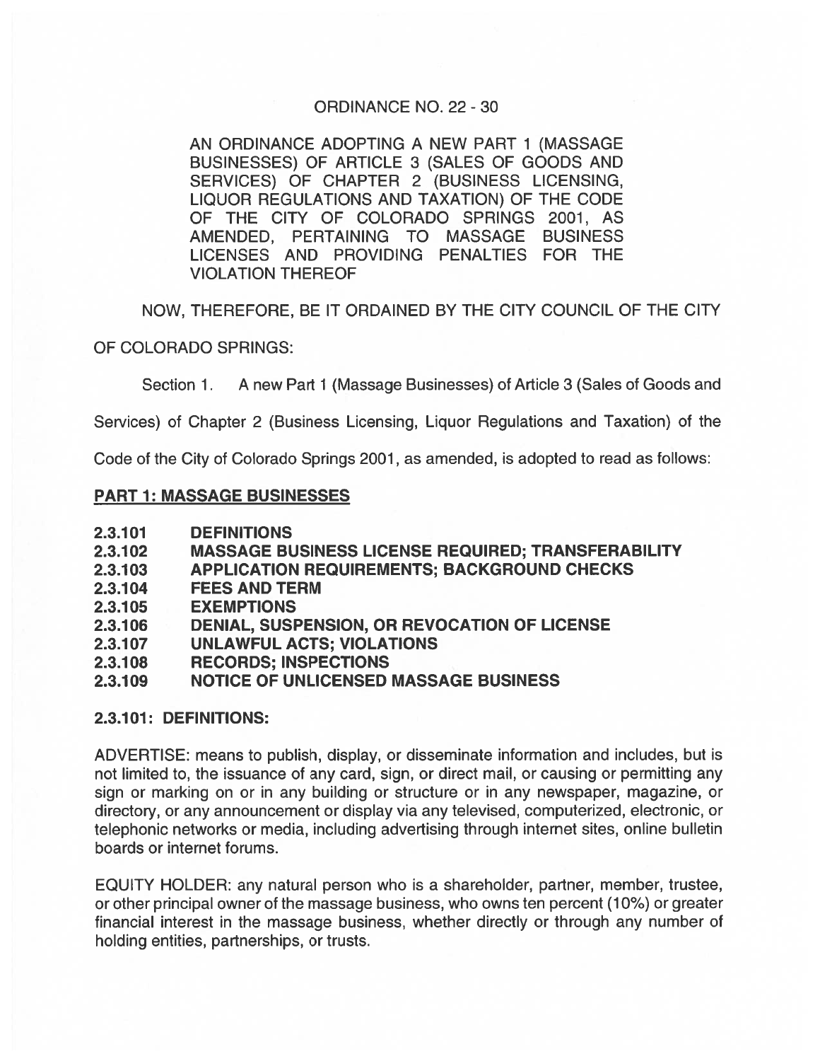ORDINANCE NO. 22 - 30

AN ORDINANCE ADOPTING A NEW PART 1 (MASSAGE BUSINESSES) OF ARTICLE 3 (SALES OF GOODS AND SERVICES) OF CHAPTER 2 (BUSINESS LICENSING, LIQUOR REGULATIONS AND TAXATION) OF THE CODE OF THE CITY OF COLORADO SPRINGS 2001, AS AMENDED, PERTAINING TO MASSAGE BUSINESS LICENSES AND PROVIDING PENALTIES FOR THE VIOLATION THEREOF

NOW, THEREFORE, BE IT ORDAINED BY THE CITY COUNCIL OF THE CITY OF COLORADO SPRINGS:

Section 1. A new Part 1 (Massage Businesses) of Article 3 (Sales of Goods and Services) of Chapter 2 (Business Licensing, Liquor Regulations and Taxation) of the Code of the City of Colorado Springs 2001, as amended, is adopted to read as follows:

**PART 1: MASSAGE BUSINESSES**

**2.3.101 DEFINITIONS**
**2.3.102 MASSAGE BUSINESS LICENSE REQUIRED; TRANSFERABILITY**
**2.3.103 APPLICATION REQUIREMENTS; BACKGROUND CHECKS**
**2.3.104 FEES AND TERM**
**2.3.105 EXEMPTIONS**
**2.3.106 DENIAL, SUSPENSION, OR REVOCATION OF LICENSE**
**2.3.107 UNLAWFUL ACTS; VIOLATIONS**
**2.3.108 RECORDS; INSPECTIONS**
**2.3.109 NOTICE OF UNLICENSED MASSAGE BUSINESS**

**2.3.101: DEFINITIONS:**

ADVERTISE: means to publish, display, or disseminate information and includes, but is not limited to, the issuance of any card, sign, or direct mail, or causing or permitting any sign or marking on or in any building or structure or in any newspaper, magazine, or directory, or any announcement or display via any televised, computerized, electronic, or telephonic networks or media, including advertising through internet sites, online bulletin boards or internet forums.

EQUITY HOLDER: any natural person who is a shareholder, partner, member, trustee, or other principal owner of the massage business, who owns ten percent (10%) or greater financial interest in the massage business, whether directly or through any number of holding entities, partnerships, or trusts.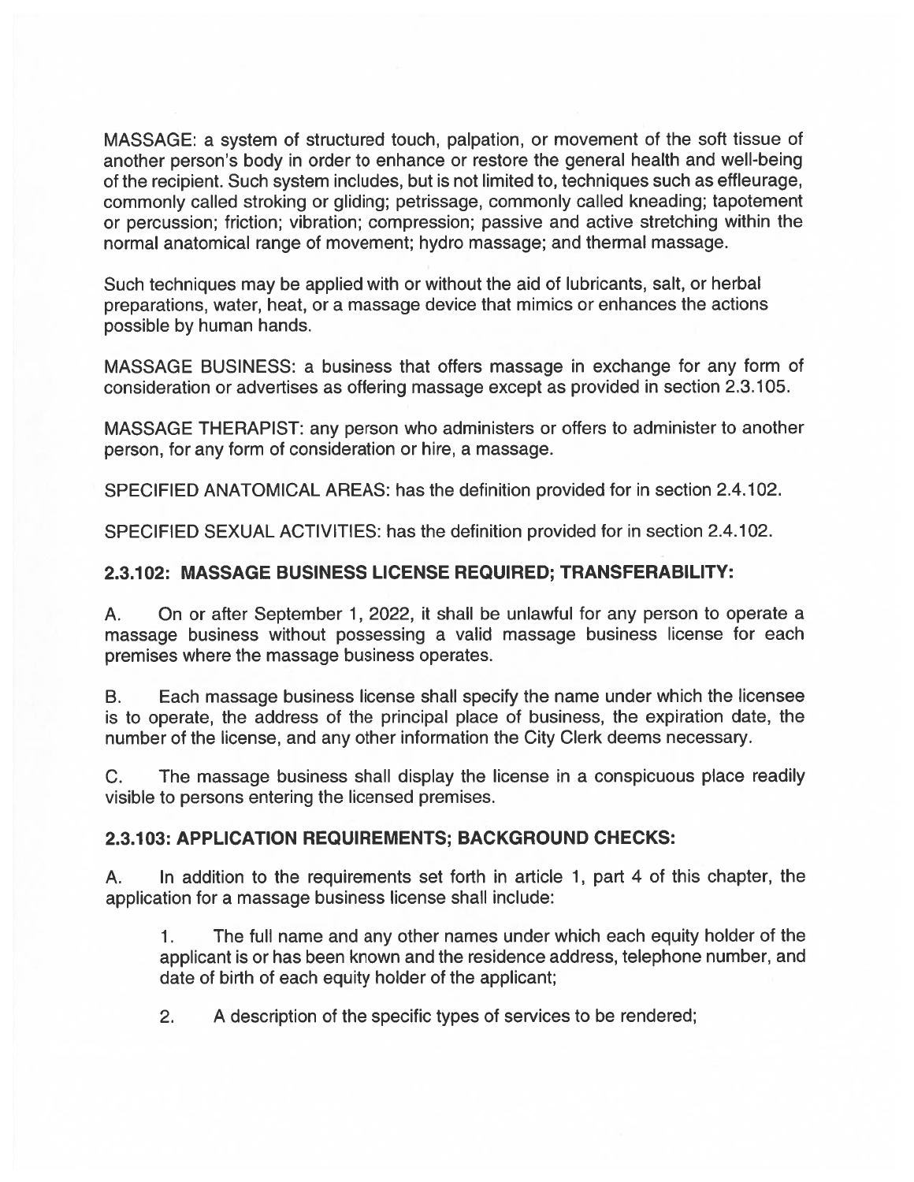MASSAGE: a system of structured touch, palpation, or movement of the soft tissue of another person's body in order to enhance or restore the general health and well-being of the recipient. Such system includes, but is not limited to, techniques such as effleurage, commonly called stroking or gliding; petrissage, commonly called kneading; tapotement or percussion; friction; vibration; compression; passive and active stretching within the normal anatomical range of movement; hydro massage; and thermal massage.

Such techniques may be applied with or without the aid of lubricants, salt, or herbal preparations, water, heat, or a massage device that mimics or enhances the actions possible by human hands.

MASSAGE BUSINESS: a business that offers massage in exchange for any form of consideration or advertises as offering massage except as provided in section 2.3.105.

MASSAGE THERAPIST: any person who administers or offers to administer to another person, for any form of consideration or hire, a massage.

SPECIFIED ANATOMICAL AREAS: has the definition provided for in section 2.4.102.

SPECIFIED SEXUAL ACTIVITIES: has the definition provided for in section 2.4.102.

### 2.3.102: MASSAGE BUSINESS LICENSE REQUIRED; TRANSFERABILITY:

A. On or after September 1, 2022, it shall be unlawful for any person to operate a massage business without possessing a valid massage business license for each premises where the massage business operates.

B. Each massage business license shall specify the name under which the licensee is to operate, the address of the principal place of business, the expiration date, the number of the license, and any other information the City Clerk deems necessary.

C. The massage business shall display the license in a conspicuous place readily visible to persons entering the licensed premises.

### 2.3.103: APPLICATION REQUIREMENTS; BACKGROUND CHECKS:

A. In addition to the requirements set forth in article 1, part 4 of this chapter, the application for a massage business license shall include:

1. The full name and any other names under which each equity holder of the applicant is or has been known and the residence address, telephone number, and date of birth of each equity holder of the applicant;

2. A description of the specific types of services to be rendered;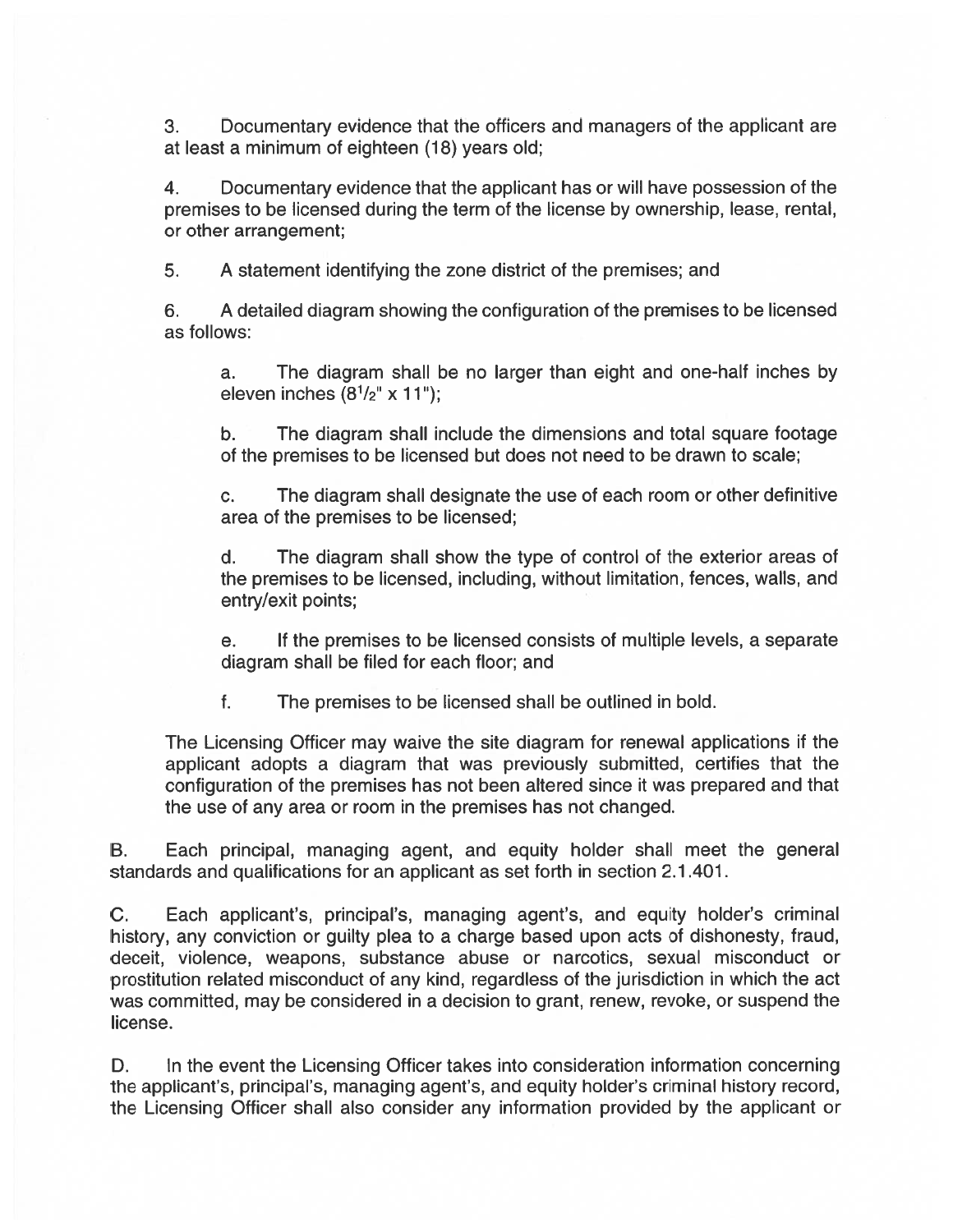3. Documentary evidence that the officers and managers of the applicant are at least a minimum of eighteen (18) years old;

4. Documentary evidence that the applicant has or will have possession of the premises to be licensed during the term of the license by ownership, lease, rental, or other arrangement;

5. A statement identifying the zone district of the premises; and

6. A detailed diagram showing the configuration of the premises to be licensed as follows:

   a. The diagram shall be no larger than eight and one-half inches by eleven inches ($8^1/_2$" x 11");

   b. The diagram shall include the dimensions and total square footage of the premises to be licensed but does not need to be drawn to scale;

   c. The diagram shall designate the use of each room or other definitive area of the premises to be licensed;

   d. The diagram shall show the type of control of the exterior areas of the premises to be licensed, including, without limitation, fences, walls, and entry/exit points;

   e. If the premises to be licensed consists of multiple levels, a separate diagram shall be filed for each floor; and

   f. The premises to be licensed shall be outlined in bold.

The Licensing Officer may waive the site diagram for renewal applications if the applicant adopts a diagram that was previously submitted, certifies that the configuration of the premises has not been altered since it was prepared and that the use of any area or room in the premises has not changed.

B. Each principal, managing agent, and equity holder shall meet the general standards and qualifications for an applicant as set forth in section 2.1.401.

C. Each applicant's, principal's, managing agent's, and equity holder's criminal history, any conviction or guilty plea to a charge based upon acts of dishonesty, fraud, deceit, violence, weapons, substance abuse or narcotics, sexual misconduct or prostitution related misconduct of any kind, regardless of the jurisdiction in which the act was committed, may be considered in a decision to grant, renew, revoke, or suspend the license.

D. In the event the Licensing Officer takes into consideration information concerning the applicant's, principal's, managing agent's, and equity holder's criminal history record, the Licensing Officer shall also consider any information provided by the applicant or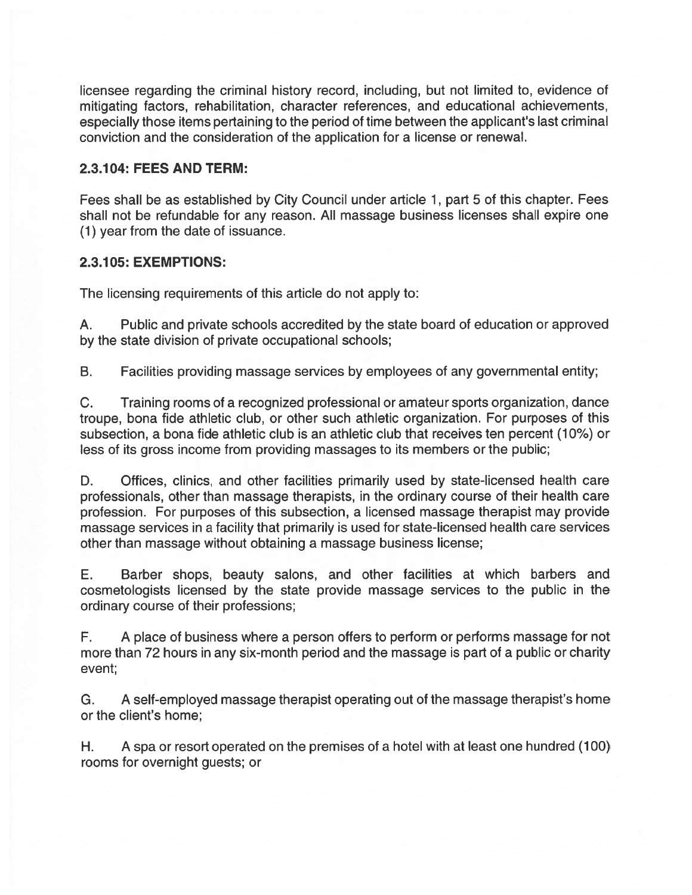licensee regarding the criminal history record, including, but not limited to, evidence of mitigating factors, rehabilitation, character references, and educational achievements, especially those items pertaining to the period of time between the applicant's last criminal conviction and the consideration of the application for a license or renewal.

### 2.3.104: FEES AND TERM:

Fees shall be as established by City Council under article 1, part 5 of this chapter. Fees shall not be refundable for any reason. All massage business licenses shall expire one (1) year from the date of issuance.

### 2.3.105: EXEMPTIONS:

The licensing requirements of this article do not apply to:

A. Public and private schools accredited by the state board of education or approved by the state division of private occupational schools;

B. Facilities providing massage services by employees of any governmental entity;

C. Training rooms of a recognized professional or amateur sports organization, dance troupe, bona fide athletic club, or other such athletic organization. For purposes of this subsection, a bona fide athletic club is an athletic club that receives ten percent (10%) or less of its gross income from providing massages to its members or the public;

D. Offices, clinics, and other facilities primarily used by state-licensed health care professionals, other than massage therapists, in the ordinary course of their health care profession. For purposes of this subsection, a licensed massage therapist may provide massage services in a facility that primarily is used for state-licensed health care services other than massage without obtaining a massage business license;

E. Barber shops, beauty salons, and other facilities at which barbers and cosmetologists licensed by the state provide massage services to the public in the ordinary course of their professions;

F. A place of business where a person offers to perform or performs massage for not more than 72 hours in any six-month period and the massage is part of a public or charity event;

G. A self-employed massage therapist operating out of the massage therapist's home or the client's home;

H. A spa or resort operated on the premises of a hotel with at least one hundred (100) rooms for overnight guests; or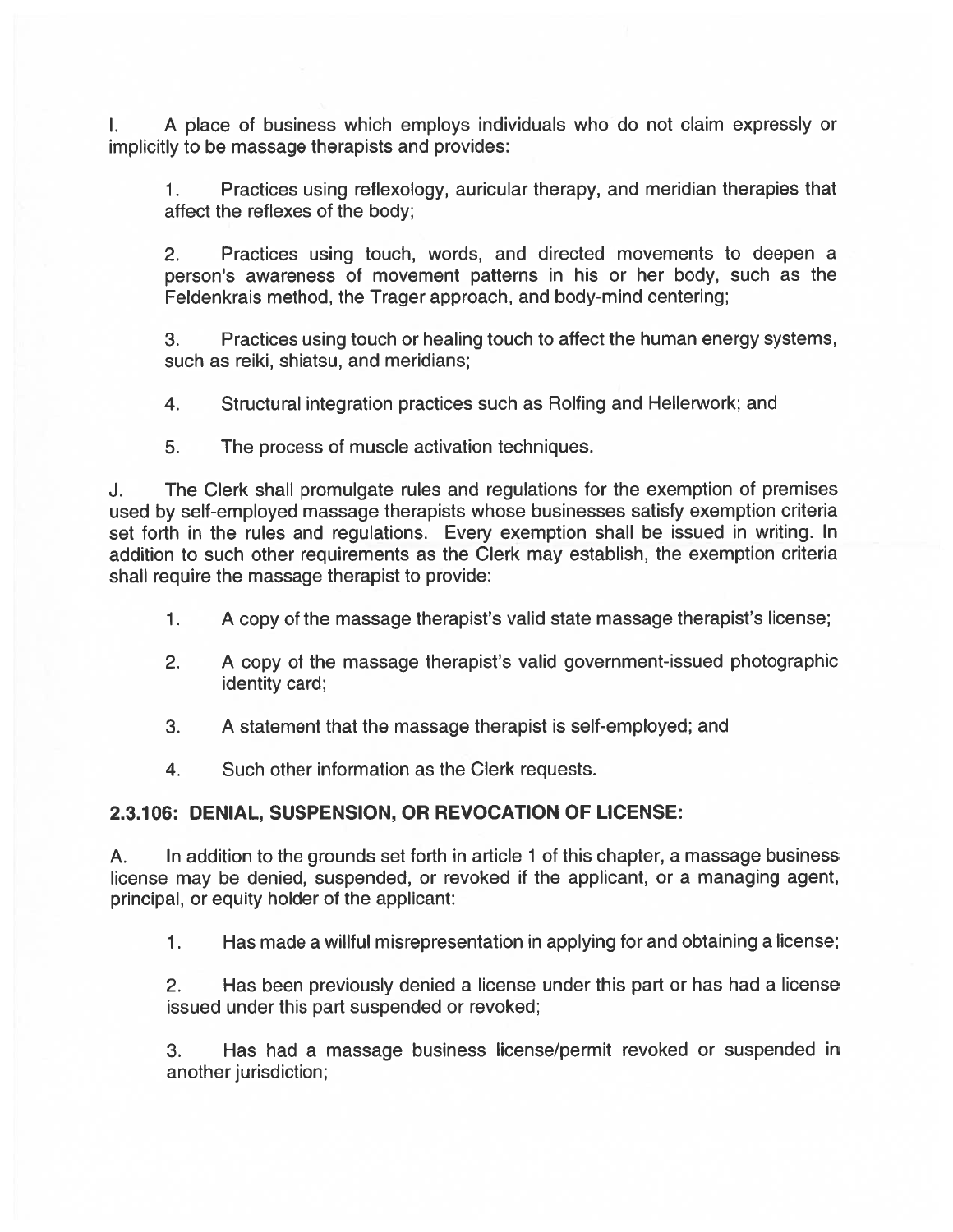I. A place of business which employs individuals who do not claim expressly or implicitly to be massage therapists and provides:

> 1. Practices using reflexology, auricular therapy, and meridian therapies that affect the reflexes of the body;
>
> 2. Practices using touch, words, and directed movements to deepen a person's awareness of movement patterns in his or her body, such as the Feldenkrais method, the Trager approach, and body-mind centering;
>
> 3. Practices using touch or healing touch to affect the human energy systems, such as reiki, shiatsu, and meridians;
>
> 4. Structural integration practices such as Rolfing and Hellerwork; and
>
> 5. The process of muscle activation techniques.

J. The Clerk shall promulgate rules and regulations for the exemption of premises used by self-employed massage therapists whose businesses satisfy exemption criteria set forth in the rules and regulations. Every exemption shall be issued in writing. In addition to such other requirements as the Clerk may establish, the exemption criteria shall require the massage therapist to provide:

> 1. A copy of the massage therapist's valid state massage therapist's license;
>
> 2. A copy of the massage therapist's valid government-issued photographic identity card;
>
> 3. A statement that the massage therapist is self-employed; and
>
> 4. Such other information as the Clerk requests.

## 2.3.106: DENIAL, SUSPENSION, OR REVOCATION OF LICENSE:

A. In addition to the grounds set forth in article 1 of this chapter, a massage business license may be denied, suspended, or revoked if the applicant, or a managing agent, principal, or equity holder of the applicant:

> 1. Has made a willful misrepresentation in applying for and obtaining a license;
>
> 2. Has been previously denied a license under this part or has had a license issued under this part suspended or revoked;
>
> 3. Has had a massage business license/permit revoked or suspended in another jurisdiction;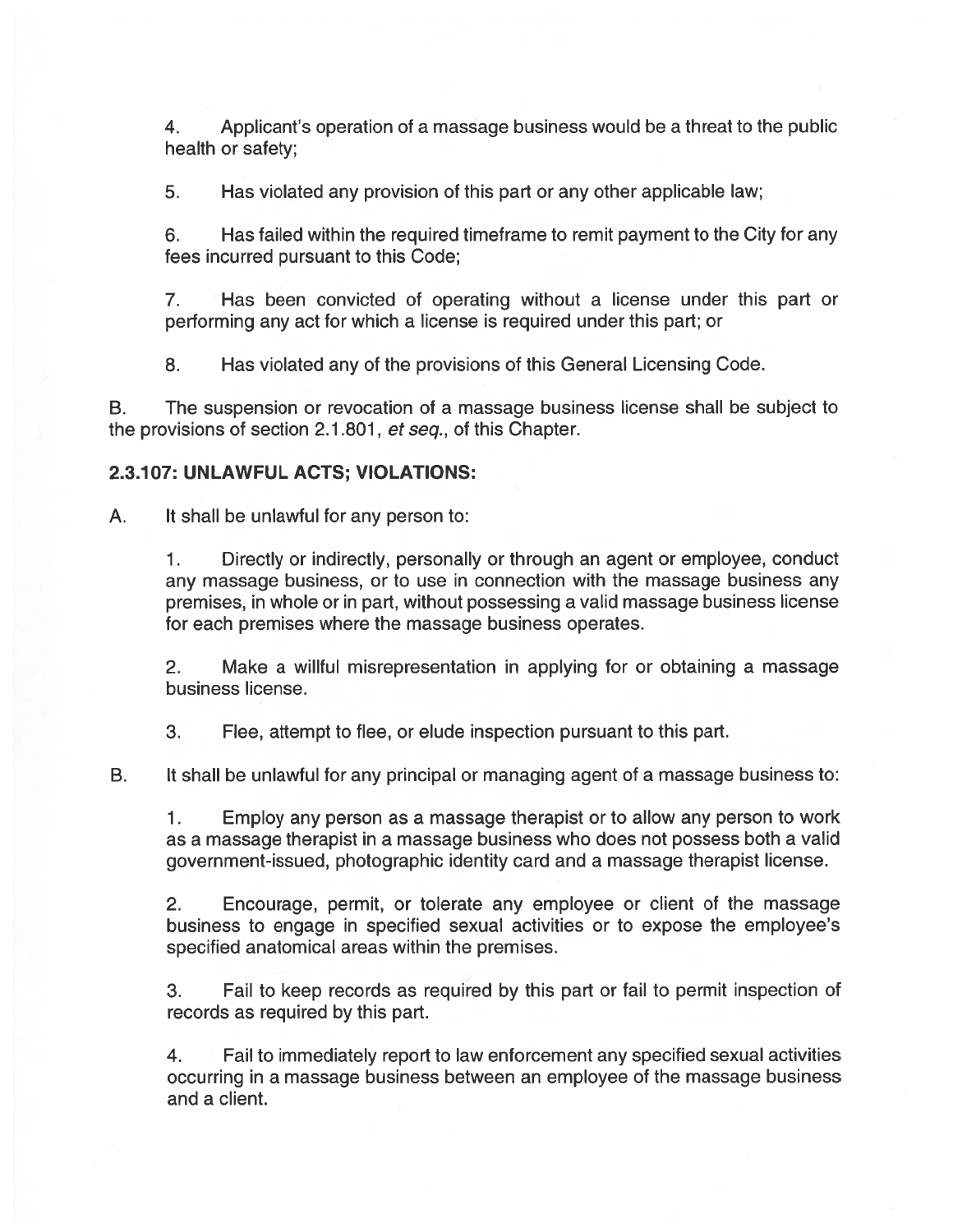4. Applicant's operation of a massage business would be a threat to the public health or safety;

5. Has violated any provision of this part or any other applicable law;

6. Has failed within the required timeframe to remit payment to the City for any fees incurred pursuant to this Code;

7. Has been convicted of operating without a license under this part or performing any act for which a license is required under this part; or

8. Has violated any of the provisions of this General Licensing Code.

B. The suspension or revocation of a massage business license shall be subject to the provisions of section 2.1.801, *et seq.*, of this Chapter.

### 2.3.107: UNLAWFUL ACTS; VIOLATIONS:

A. It shall be unlawful for any person to:

1. Directly or indirectly, personally or through an agent or employee, conduct any massage business, or to use in connection with the massage business any premises, in whole or in part, without possessing a valid massage business license for each premises where the massage business operates.

2. Make a willful misrepresentation in applying for or obtaining a massage business license.

3. Flee, attempt to flee, or elude inspection pursuant to this part.

B. It shall be unlawful for any principal or managing agent of a massage business to:

1. Employ any person as a massage therapist or to allow any person to work as a massage therapist in a massage business who does not possess both a valid government-issued, photographic identity card and a massage therapist license.

2. Encourage, permit, or tolerate any employee or client of the massage business to engage in specified sexual activities or to expose the employee's specified anatomical areas within the premises.

3. Fail to keep records as required by this part or fail to permit inspection of records as required by this part.

4. Fail to immediately report to law enforcement any specified sexual activities occurring in a massage business between an employee of the massage business and a client.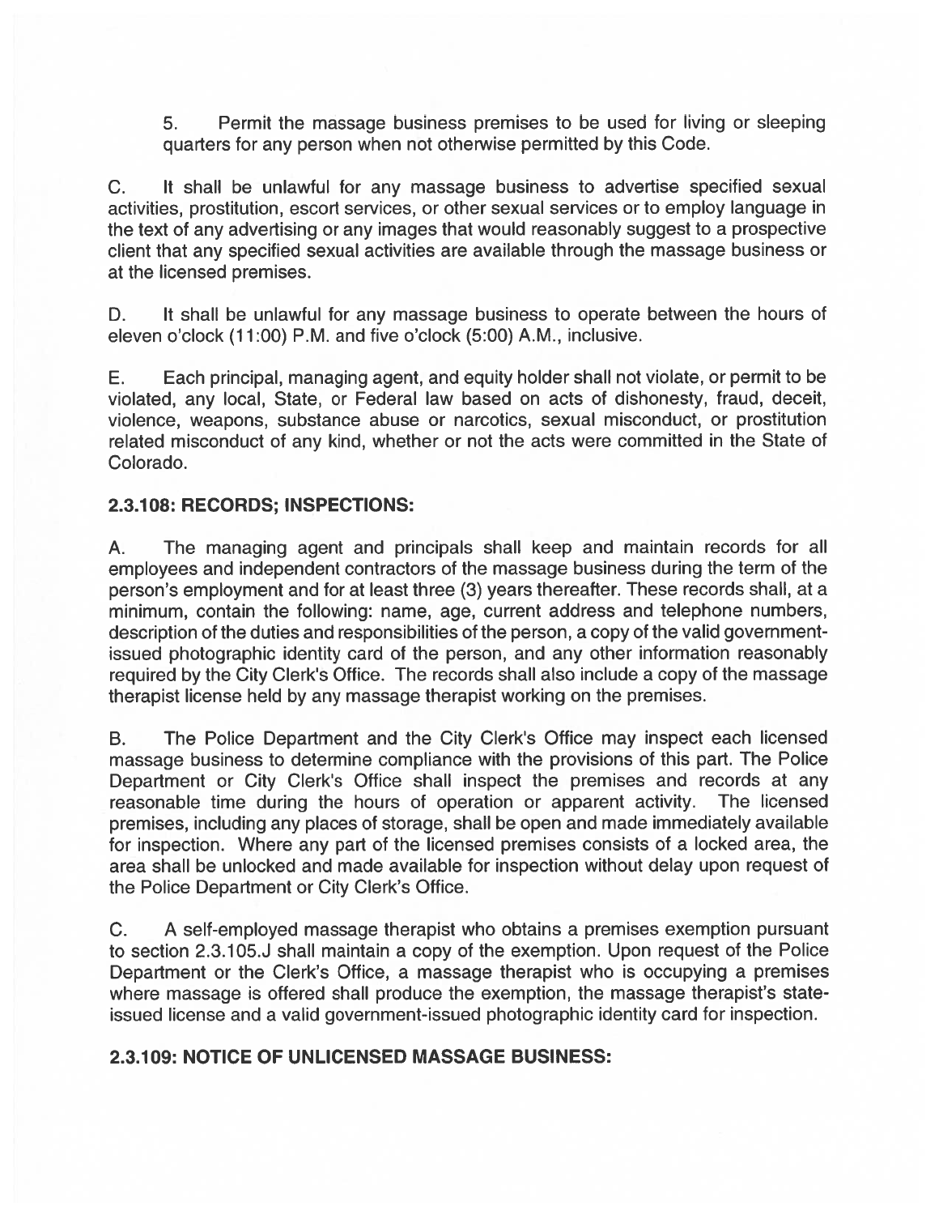5. Permit the massage business premises to be used for living or sleeping quarters for any person when not otherwise permitted by this Code.

C. It shall be unlawful for any massage business to advertise specified sexual activities, prostitution, escort services, or other sexual services or to employ language in the text of any advertising or any images that would reasonably suggest to a prospective client that any specified sexual activities are available through the massage business or at the licensed premises.

D. It shall be unlawful for any massage business to operate between the hours of eleven o'clock (11:00) P.M. and five o'clock (5:00) A.M., inclusive.

E. Each principal, managing agent, and equity holder shall not violate, or permit to be violated, any local, State, or Federal law based on acts of dishonesty, fraud, deceit, violence, weapons, substance abuse or narcotics, sexual misconduct, or prostitution related misconduct of any kind, whether or not the acts were committed in the State of Colorado.

### 2.3.108: RECORDS; INSPECTIONS:

A. The managing agent and principals shall keep and maintain records for all employees and independent contractors of the massage business during the term of the person's employment and for at least three (3) years thereafter. These records shall, at a minimum, contain the following: name, age, current address and telephone numbers, description of the duties and responsibilities of the person, a copy of the valid government-issued photographic identity card of the person, and any other information reasonably required by the City Clerk's Office. The records shall also include a copy of the massage therapist license held by any massage therapist working on the premises.

B. The Police Department and the City Clerk's Office may inspect each licensed massage business to determine compliance with the provisions of this part. The Police Department or City Clerk's Office shall inspect the premises and records at any reasonable time during the hours of operation or apparent activity. The licensed premises, including any places of storage, shall be open and made immediately available for inspection. Where any part of the licensed premises consists of a locked area, the area shall be unlocked and made available for inspection without delay upon request of the Police Department or City Clerk's Office.

C. A self-employed massage therapist who obtains a premises exemption pursuant to section 2.3.105.J shall maintain a copy of the exemption. Upon request of the Police Department or the Clerk's Office, a massage therapist who is occupying a premises where massage is offered shall produce the exemption, the massage therapist's state-issued license and a valid government-issued photographic identity card for inspection.

### 2.3.109: NOTICE OF UNLICENSED MASSAGE BUSINESS: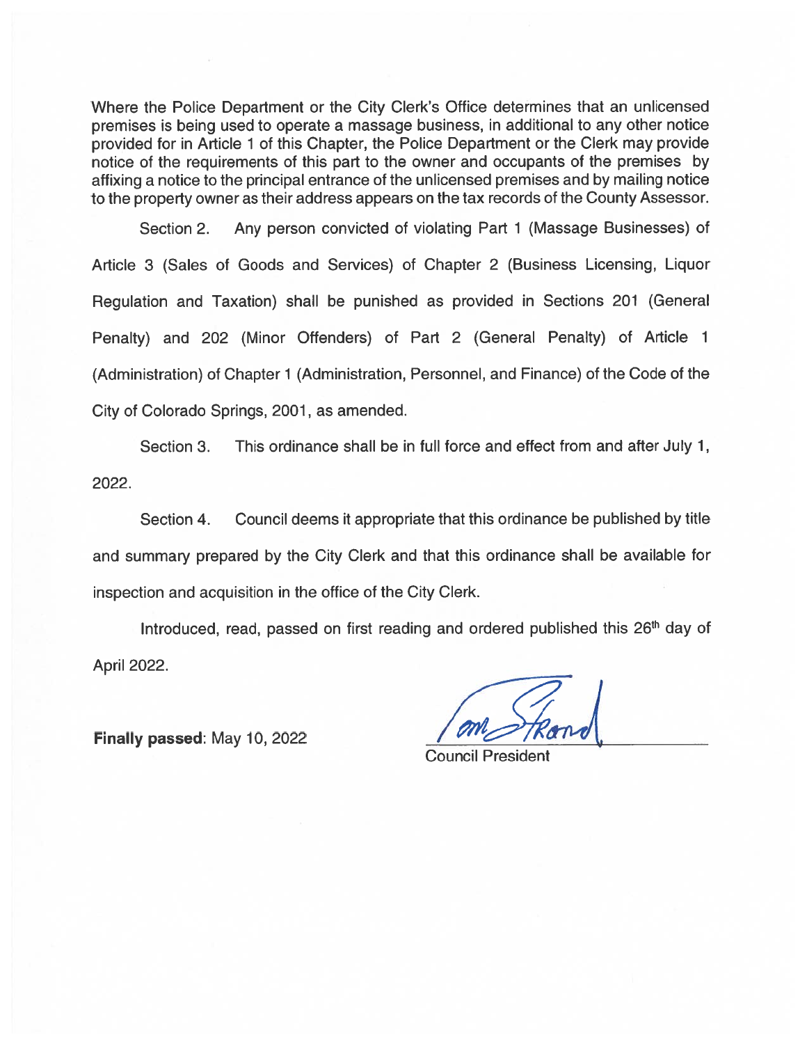Where the Police Department or the City Clerk's Office determines that an unlicensed premises is being used to operate a massage business, in additional to any other notice provided for in Article 1 of this Chapter, the Police Department or the Clerk may provide notice of the requirements of this part to the owner and occupants of the premises by affixing a notice to the principal entrance of the unlicensed premises and by mailing notice to the property owner as their address appears on the tax records of the County Assessor.

Section 2. Any person convicted of violating Part 1 (Massage Businesses) of Article 3 (Sales of Goods and Services) of Chapter 2 (Business Licensing, Liquor Regulation and Taxation) shall be punished as provided in Sections 201 (General Penalty) and 202 (Minor Offenders) of Part 2 (General Penalty) of Article 1 (Administration) of Chapter 1 (Administration, Personnel, and Finance) of the Code of the City of Colorado Springs, 2001, as amended.

Section 3. This ordinance shall be in full force and effect from and after July 1, 2022.

Section 4. Council deems it appropriate that this ordinance be published by title and summary prepared by the City Clerk and that this ordinance shall be available for inspection and acquisition in the office of the City Clerk.

Introduced, read, passed on first reading and ordered published this 26th day of April 2022.

**Finally passed**: May 10, 2022

Tom Strand

Council President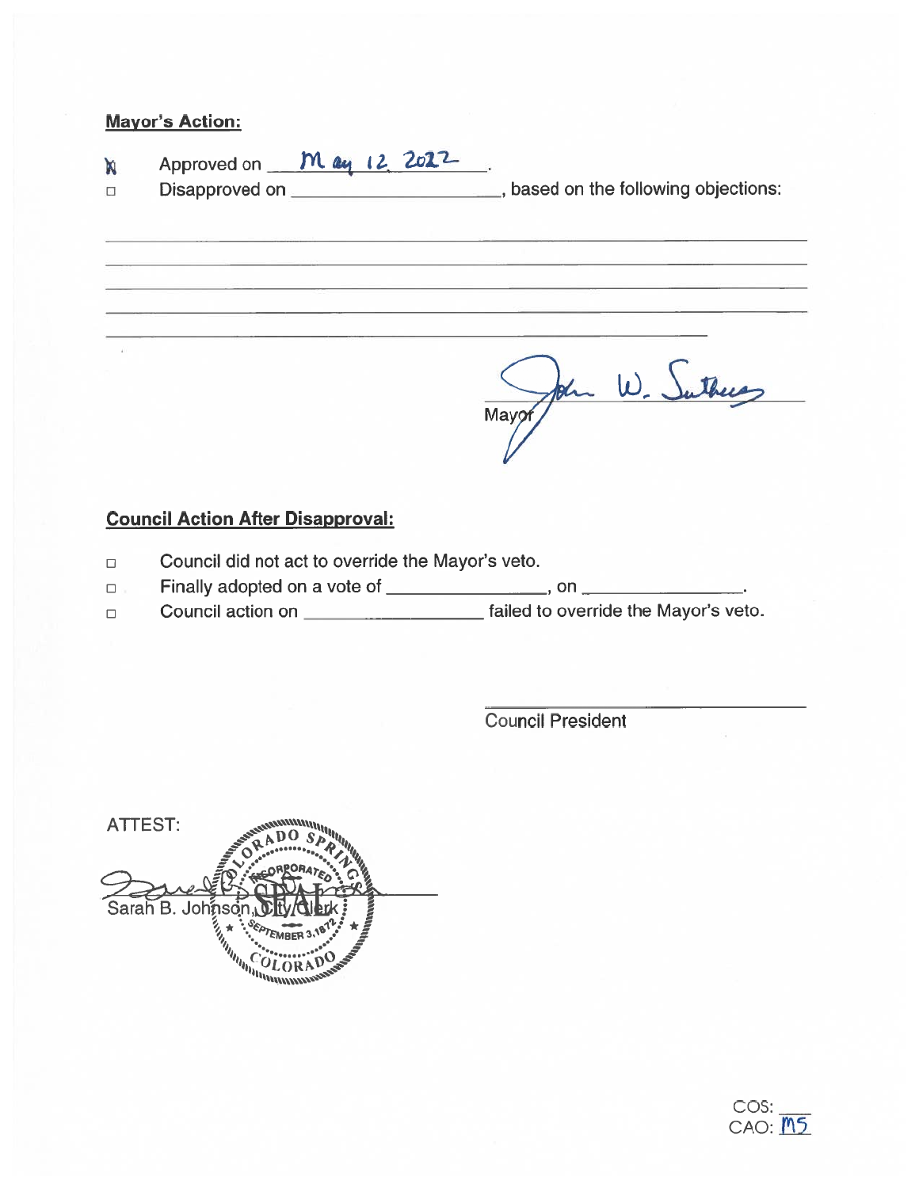**Mayor's Action:**

☒ Approved on May 12 2022.

☐ Disapproved on ____________________, based on the following objections:

_______________________________________________________________________

_______________________________________________________________________

_______________________________________________________________________

_______________________________________________________________________

_______________________________________________________________________

John W. Suthers

Mayor

**Council Action After Disapproval:**

☐ Council did not act to override the Mayor's veto.

☐ Finally adopted on a vote of ______________, on ______________.

☐ Council action on ________________ failed to override the Mayor's veto.

____________________________

Council President

ATTEST:

Sarah B. Johnson, City Clerk

COLORADO SPRINGS INCORPORATED SEAL SEPTEMBER 3, 1872 COLORADO

COS: ___
CAO: MS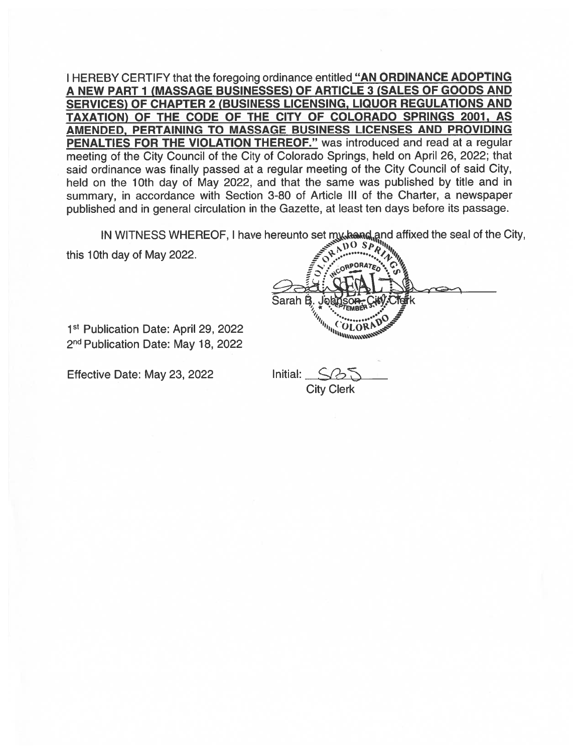I HEREBY CERTIFY that the foregoing ordinance entitled **"AN ORDINANCE ADOPTING A NEW PART 1 (MASSAGE BUSINESSES) OF ARTICLE 3 (SALES OF GOODS AND SERVICES) OF CHAPTER 2 (BUSINESS LICENSING, LIQUOR REGULATIONS AND TAXATION) OF THE CODE OF THE CITY OF COLORADO SPRINGS 2001, AS AMENDED, PERTAINING TO MASSAGE BUSINESS LICENSES AND PROVIDING PENALTIES FOR THE VIOLATION THEREOF."** was introduced and read at a regular meeting of the City Council of the City of Colorado Springs, held on April 26, 2022; that said ordinance was finally passed at a regular meeting of the City Council of said City, held on the 10th day of May 2022, and that the same was published by title and in summary, in accordance with Section 3-80 of Article III of the Charter, a newspaper published and in general circulation in the Gazette, at least ten days before its passage.

IN WITNESS WHEREOF, I have hereunto set my hand and affixed the seal of the City, this 10th day of May 2022.

Sarah B. Johnson, City Clerk

1st Publication Date: April 29, 2022
2nd Publication Date: May 18, 2022

Effective Date: May 23, 2022

Initial: SBJ
City Clerk